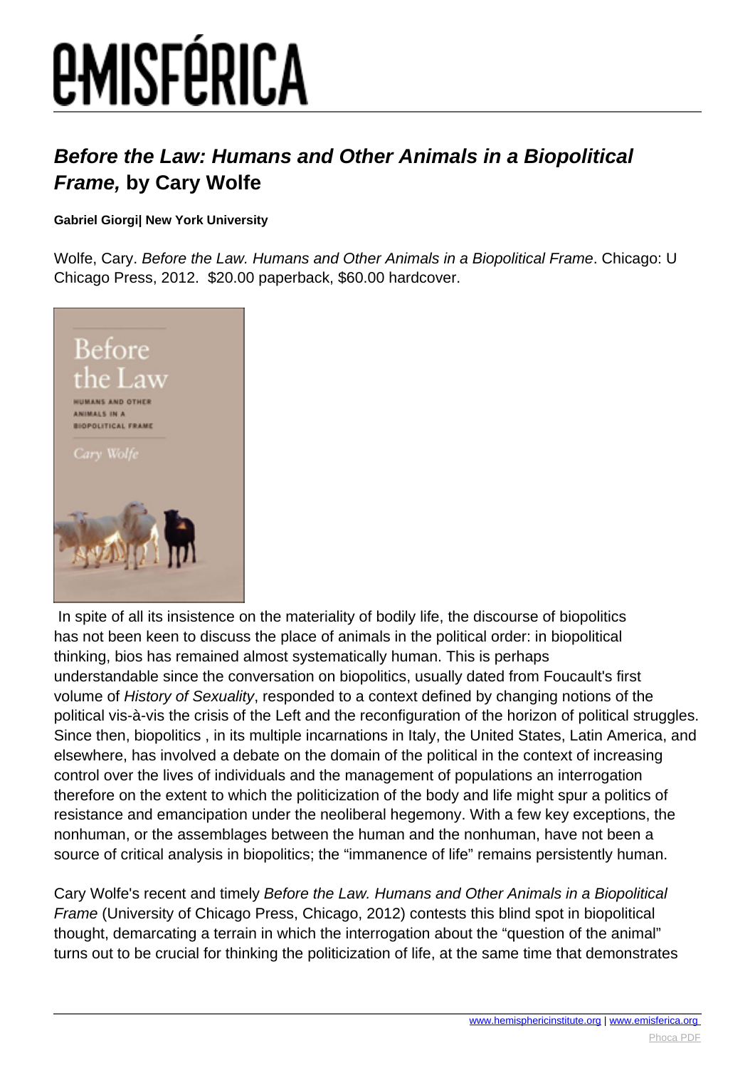# e-MISFÉRICA

## *Before the Law: Humans and Other Animals in a Biopolitical Frame,* by Cary Wolfe

**Gabriel Giorgi| New York University**

Wolfe, Cary. *Before the Law. Humans and Other Animals in a Biopolitical Frame*. Chicago: U Chicago Press, 2012. $20.00 paperback, $60.00 hardcover.

In spite of all its insistence on the materiality of bodily life, the discourse of biopolitics has not been keen to discuss the place of animals in the political order: in biopolitical thinking, bios has remained almost systematically human. This is perhaps understandable since the conversation on biopolitics, usually dated from Foucault's first volume of *History of Sexuality*, responded to a context defined by changing notions of the political vis-à-vis the crisis of the Left and the reconfiguration of the horizon of political struggles. Since then, biopolitics , in its multiple incarnations in Italy, the United States, Latin America, and elsewhere, has involved a debate on the domain of the political in the context of increasing control over the lives of individuals and the management of populations an interrogation therefore on the extent to which the politicization of the body and life might spur a politics of resistance and emancipation under the neoliberal hegemony. With a few key exceptions, the nonhuman, or the assemblages between the human and the nonhuman, have not been a source of critical analysis in biopolitics; the "immanence of life" remains persistently human.

Cary Wolfe's recent and timely *Before the Law. Humans and Other Animals in a Biopolitical Frame* (University of Chicago Press, Chicago, 2012) contests this blind spot in biopolitical thought, demarcating a terrain in which the interrogation about the "question of the animal" turns out to be crucial for thinking the politicization of life, at the same time that demonstrates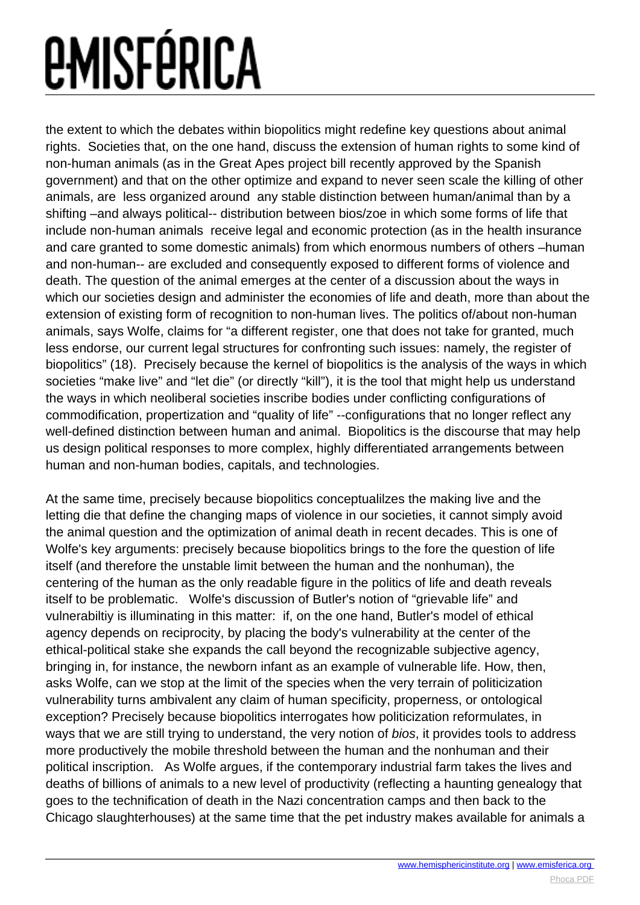the extent to which the debates within biopolitics might redefine key questions about animal rights. Societies that, on the one hand, discuss the extension of human rights to some kind of non-human animals (as in the Great Apes project bill recently approved by the Spanish government) and that on the other optimize and expand to never seen scale the killing of other animals, are less organized around any stable distinction between human/animal than by a shifting –and always political-- distribution between bios/zoe in which some forms of life that include non-human animals receive legal and economic protection (as in the health insurance and care granted to some domestic animals) from which enormous numbers of others –human and non-human-- are excluded and consequently exposed to different forms of violence and death. The question of the animal emerges at the center of a discussion about the ways in which our societies design and administer the economies of life and death, more than about the extension of existing form of recognition to non-human lives. The politics of/about non-human animals, says Wolfe, claims for "a different register, one that does not take for granted, much less endorse, our current legal structures for confronting such issues: namely, the register of biopolitics" (18). Precisely because the kernel of biopolitics is the analysis of the ways in which societies "make live" and "let die" (or directly "kill"), it is the tool that might help us understand the ways in which neoliberal societies inscribe bodies under conflicting configurations of commodification, propertization and "quality of life" --configurations that no longer reflect any well-defined distinction between human and animal. Biopolitics is the discourse that may help us design political responses to more complex, highly differentiated arrangements between human and non-human bodies, capitals, and technologies.

At the same time, precisely because biopolitics conceptualilzes the making live and the letting die that define the changing maps of violence in our societies, it cannot simply avoid the animal question and the optimization of animal death in recent decades. This is one of Wolfe's key arguments: precisely because biopolitics brings to the fore the question of life itself (and therefore the unstable limit between the human and the nonhuman), the centering of the human as the only readable figure in the politics of life and death reveals itself to be problematic. Wolfe's discussion of Butler's notion of "grievable life" and vulnerabiltiy is illuminating in this matter: if, on the one hand, Butler's model of ethical agency depends on reciprocity, by placing the body's vulnerability at the center of the ethical-political stake she expands the call beyond the recognizable subjective agency, bringing in, for instance, the newborn infant as an example of vulnerable life. How, then, asks Wolfe, can we stop at the limit of the species when the very terrain of politicization vulnerability turns ambivalent any claim of human specificity, properness, or ontological exception? Precisely because biopolitics interrogates how politicization reformulates, in ways that we are still trying to understand, the very notion of *bios*, it provides tools to address more productively the mobile threshold between the human and the nonhuman and their political inscription. As Wolfe argues, if the contemporary industrial farm takes the lives and deaths of billions of animals to a new level of productivity (reflecting a haunting genealogy that goes to the technification of death in the Nazi concentration camps and then back to the Chicago slaughterhouses) at the same time that the pet industry makes available for animals a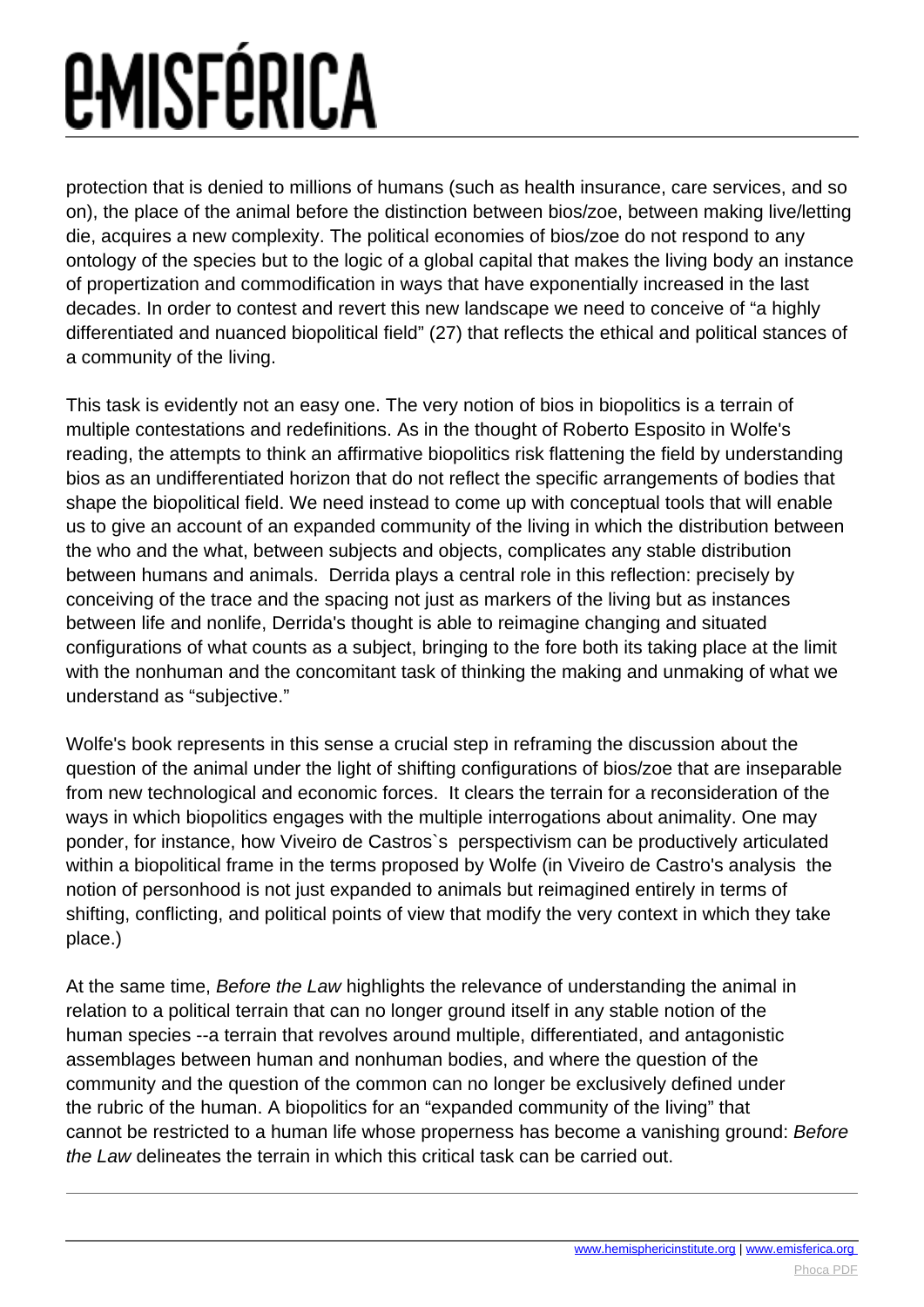protection that is denied to millions of humans (such as health insurance, care services, and so on), the place of the animal before the distinction between bios/zoe, between making live/letting die, acquires a new complexity. The political economies of bios/zoe do not respond to any ontology of the species but to the logic of a global capital that makes the living body an instance of propertization and commodification in ways that have exponentially increased in the last decades. In order to contest and revert this new landscape we need to conceive of "a highly differentiated and nuanced biopolitical field" (27) that reflects the ethical and political stances of a community of the living.

This task is evidently not an easy one. The very notion of bios in biopolitics is a terrain of multiple contestations and redefinitions. As in the thought of Roberto Esposito in Wolfe's reading, the attempts to think an affirmative biopolitics risk flattening the field by understanding bios as an undifferentiated horizon that do not reflect the specific arrangements of bodies that shape the biopolitical field. We need instead to come up with conceptual tools that will enable us to give an account of an expanded community of the living in which the distribution between the who and the what, between subjects and objects, complicates any stable distribution between humans and animals. Derrida plays a central role in this reflection: precisely by conceiving of the trace and the spacing not just as markers of the living but as instances between life and nonlife, Derrida's thought is able to reimagine changing and situated configurations of what counts as a subject, bringing to the fore both its taking place at the limit with the nonhuman and the concomitant task of thinking the making and unmaking of what we understand as "subjective."

Wolfe's book represents in this sense a crucial step in reframing the discussion about the question of the animal under the light of shifting configurations of bios/zoe that are inseparable from new technological and economic forces. It clears the terrain for a reconsideration of the ways in which biopolitics engages with the multiple interrogations about animality. One may ponder, for instance, how Viveiro de Castros`s perspectivism can be productively articulated within a biopolitical frame in the terms proposed by Wolfe (in Viveiro de Castro's analysis the notion of personhood is not just expanded to animals but reimagined entirely in terms of shifting, conflicting, and political points of view that modify the very context in which they take place.)

At the same time, *Before the Law* highlights the relevance of understanding the animal in relation to a political terrain that can no longer ground itself in any stable notion of the human species --a terrain that revolves around multiple, differentiated, and antagonistic assemblages between human and nonhuman bodies, and where the question of the community and the question of the common can no longer be exclusively defined under the rubric of the human. A biopolitics for an "expanded community of the living" that cannot be restricted to a human life whose properness has become a vanishing ground: *Before the Law* delineates the terrain in which this critical task can be carried out.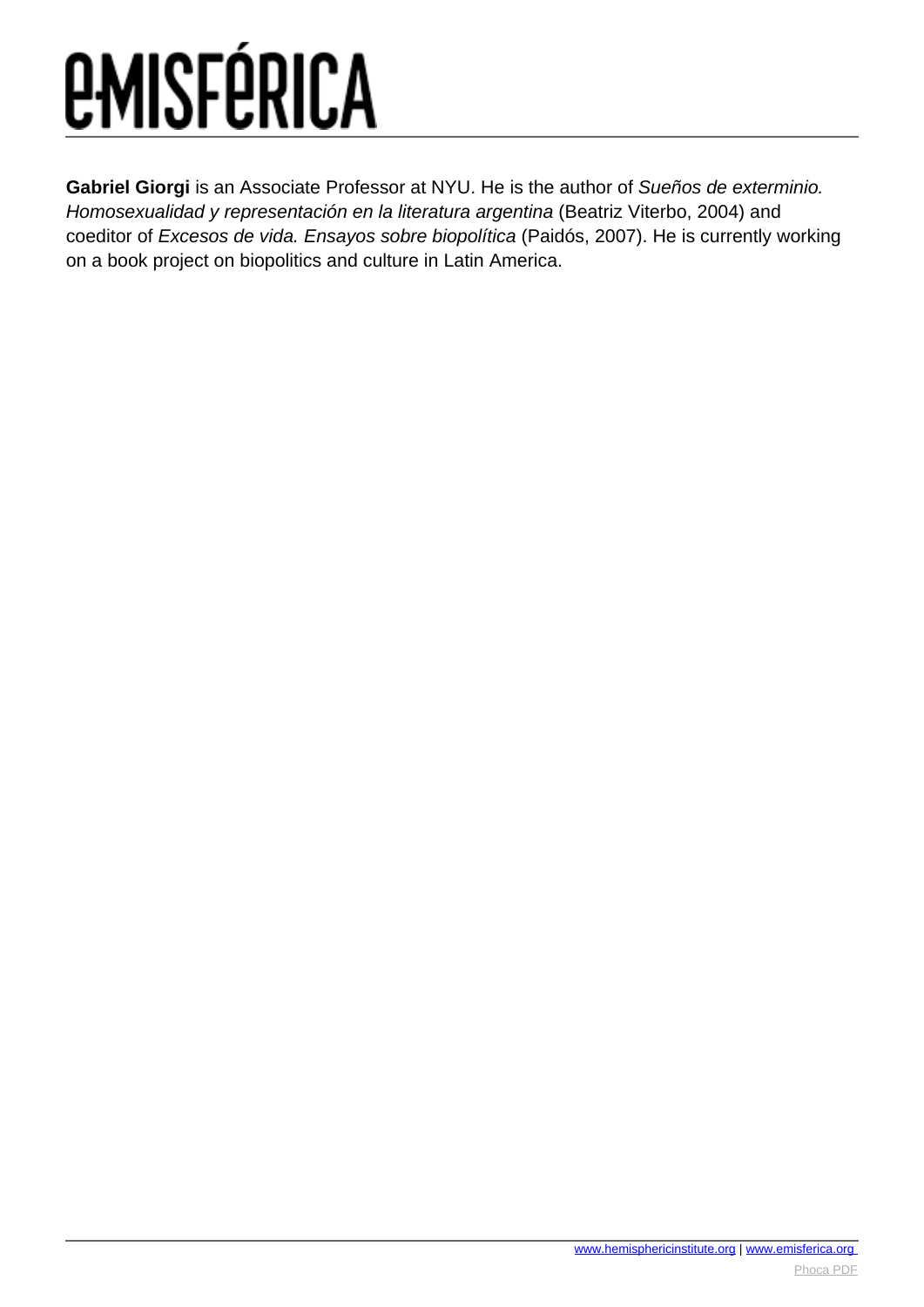**Gabriel Giorgi** is an Associate Professor at NYU. He is the author of *Sueños de exterminio. Homosexualidad y representación en la literatura argentina* (Beatriz Viterbo, 2004) and coeditor of *Excesos de vida. Ensayos sobre biopolítica* (Paidós, 2007). He is currently working on a book project on biopolitics and culture in Latin America.